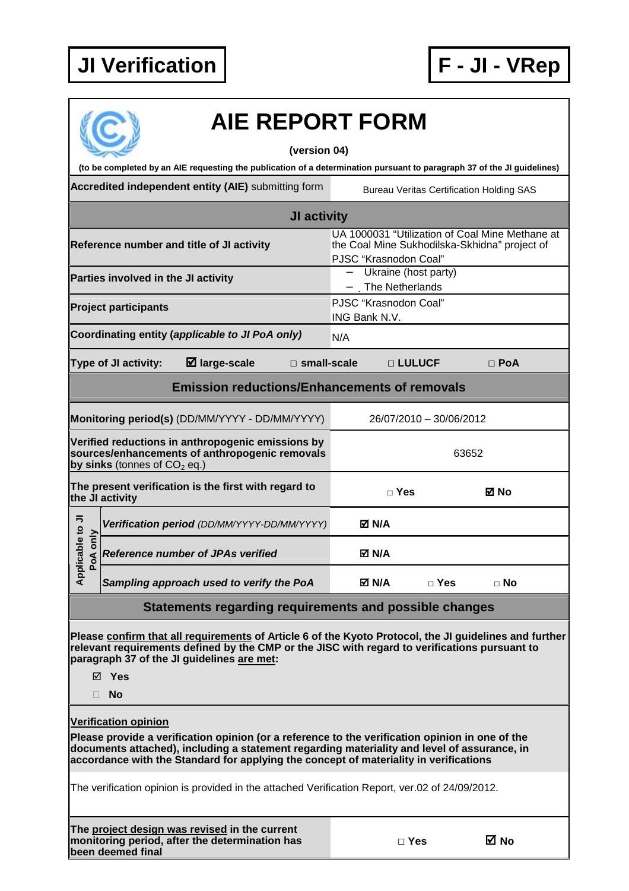**JI Verification**

**F - JI - VRep**

# AIE REPORT FORM

**(version 04)**

**(to be completed by an AIE requesting the publication of a determination pursuant to paragraph 37 of the JI guidelines)**

| **Accredited independent entity (AIE)** submitting form | Bureau Veritas Certification Holding SAS | | | |
|---|---|---|---|---|
| **JI activity** | | | | |
| **Reference number and title of JI activity** | UA 1000031 "Utilization of Coal Mine Methane at the Coal Mine Sukhodilska-Skhidna" project of PJSC "Krasnodon Coal" | | | |
| **Parties involved in the JI activity** | – Ukraine (host party)<br>– The Netherlands | | | |
| **Project participants** | PJSC "Krasnodon Coal"<br>ING Bank N.V. | | | |
| **Coordinating entity (*applicable to JI PoA only*)** | N/A | | | |
| **Type of JI activity:** | ☑ **large-scale** | □ **small-scale** | □ **LULUCF** | □ **PoA** |
| **Emission reductions/Enhancements of removals** | | | | |
| **Monitoring period(s)** (DD/MM/YYYY - DD/MM/YYYY) | 26/07/2010 – 30/06/2012 | | | |
| **Verified reductions in anthropogenic emissions by sources/enhancements of anthropogenic removals by sinks** (tonnes of $CO_2$ eq.) | 63652 | | | |
| **The present verification is the first with regard to the JI activity** | □ **Yes** | ☑ **No** | | |
| *Applicable to JI PoA only* – ***Verification period*** *(DD/MM/YYYY-DD/MM/YYYY)* | ☑ **N/A** | | | |
| *Applicable to JI PoA only* – ***Reference number of JPAs verified*** | ☑ **N/A** | | | |
| *Applicable to JI PoA only* – ***Sampling approach used to verify the PoA*** | ☑ **N/A** | □ **Yes** | □ **No** | |

## Statements regarding requirements and possible changes

**Please confirm that all requirements of Article 6 of the Kyoto Protocol, the JI guidelines and further relevant requirements defined by the CMP or the JISC with regard to verifications pursuant to paragraph 37 of the JI guidelines are met:**

- ☑ **Yes**
- □ **No**

**Verification opinion**

**Please provide a verification opinion (or a reference to the verification opinion in one of the documents attached), including a statement regarding materiality and level of assurance, in accordance with the Standard for applying the concept of materiality in verifications**

The verification opinion is provided in the attached Verification Report, ver.02 of 24/09/2012.

| **The project design was revised in the current monitoring period, after the determination has been deemed final** | □ **Yes** | ☑ **No** |
|---|---|---|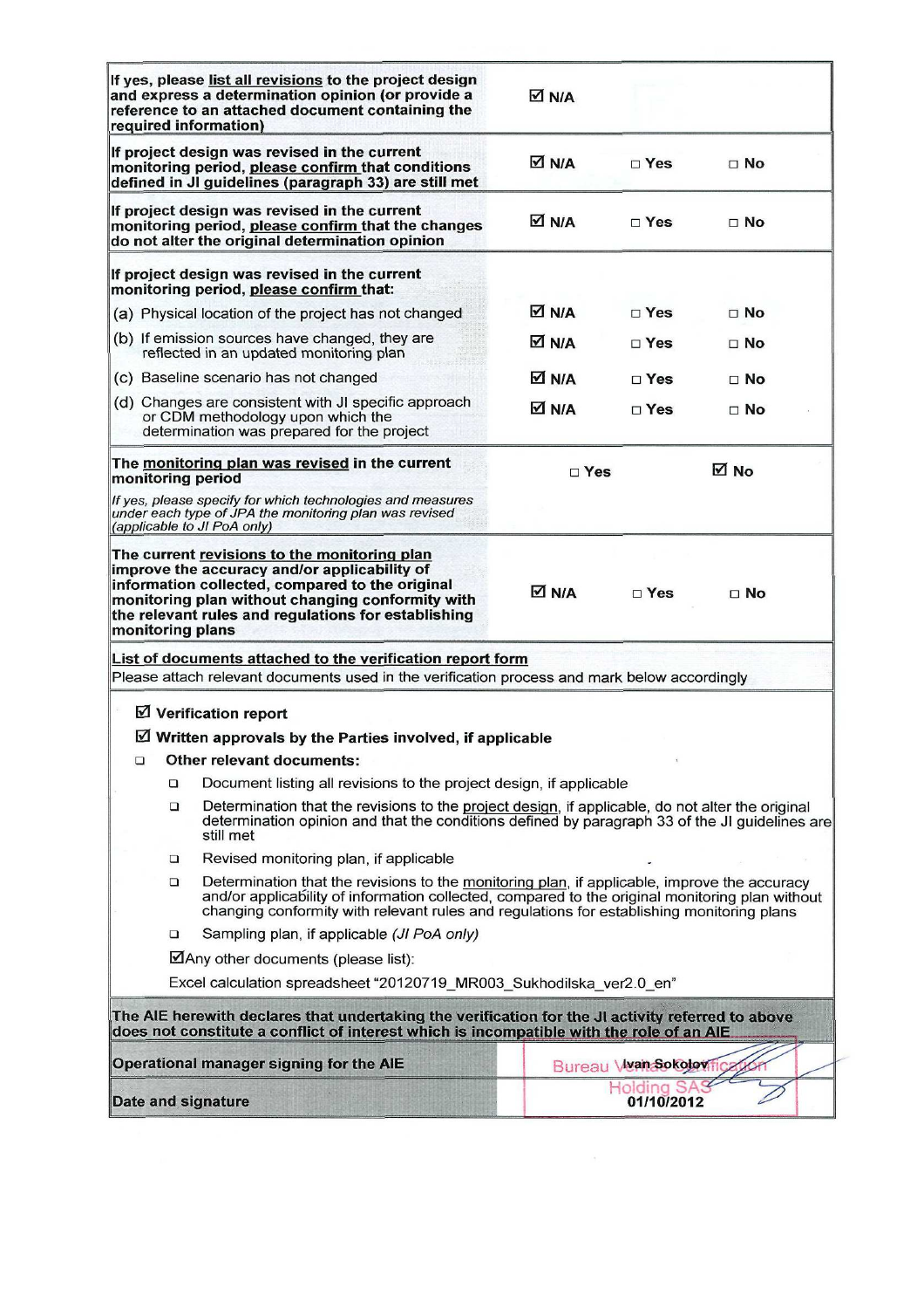| | | | |
|---|---|---|---|
| **If yes, please list all revisions to the project design and express a determination opinion (or provide a reference to an attached document containing the required information)** | ☑ N/A | | |
| **If project design was revised in the current monitoring period, please confirm that conditions defined in JI guidelines (paragraph 33) are still met** | ☑ N/A | □ Yes | □ No |
| **If project design was revised in the current monitoring period, please confirm that the changes do not alter the original determination opinion** | ☑ N/A | □ Yes | □ No |
| **If project design was revised in the current monitoring period, please confirm that:** | | | |
| (a) Physical location of the project has not changed | ☑ N/A | □ Yes | □ No |
| (b) If emission sources have changed, they are reflected in an updated monitoring plan | ☑ N/A | □ Yes | □ No |
| (c) Baseline scenario has not changed | ☑ N/A | □ Yes | □ No |
| (d) Changes are consistent with JI specific approach or CDM methodology upon which the determination was prepared for the project | ☑ N/A | □ Yes | □ No |
| **The monitoring plan was revised in the current monitoring period** *If yes, please specify for which technologies and measures under each type of JPA the monitoring plan was revised (applicable to JI PoA only)* | □ Yes | ☑ No | |
| **The current revisions to the monitoring plan improve the accuracy and/or applicability of information collected, compared to the original monitoring plan without changing conformity with the relevant rules and regulations for establishing monitoring plans** | ☑ N/A | □ Yes | □ No |

**List of documents attached to the verification report form**

Please attach relevant documents used in the verification process and mark below accordingly

- ☑ **Verification report**
- ☑ **Written approvals by the Parties involved, if applicable**
- ❑ **Other relevant documents:**
  - ❑ Document listing all revisions to the project design, if applicable
  - ❑ Determination that the revisions to the project design, if applicable, do not alter the original determination opinion and that the conditions defined by paragraph 33 of the JI guidelines are still met
  - ❑ Revised monitoring plan, if applicable
  - ❑ Determination that the revisions to the monitoring plan, if applicable, improve the accuracy and/or applicability of information collected, compared to the original monitoring plan without changing conformity with relevant rules and regulations for establishing monitoring plans
  - ❑ Sampling plan, if applicable *(JI PoA only)*
  - ☑Any other documents (please list):

    Excel calculation spreadsheet "20120719_MR003_Sukhodilska_ver2.0_en"

| | |
|---|---|
| **The AIE herewith declares that undertaking the verification for the JI activity referred to above does not constitute a conflict of interest which is incompatible with the role of an AIE** | |
| **Operational manager signing for the AIE** | Ivan Sokolov |
| **Date and signature** | 01/10/2012 |